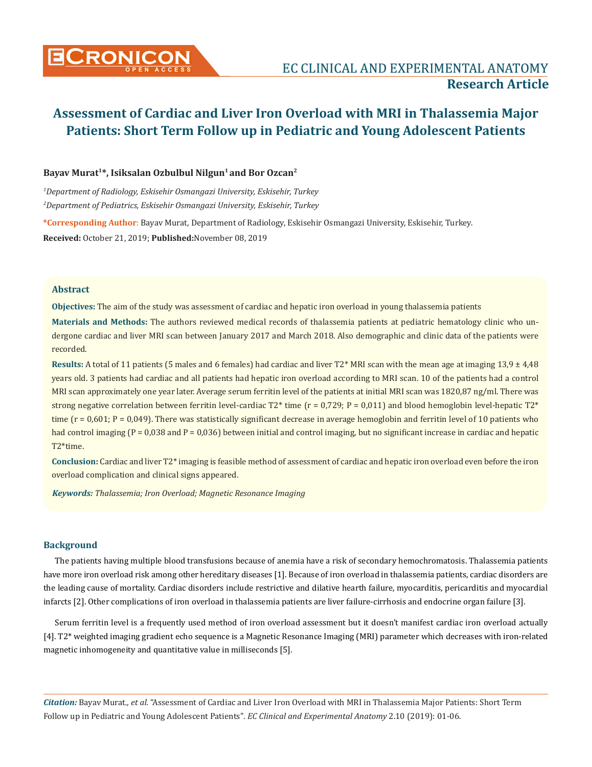# Assessment of Cardiac and Liver Iron Overload with MRI in Thalassemia Major Patients: Short Term Follow up in Pediatric and Young Adolescent Patients

**Research Article**

**Bayav Murat[1]*, Isiksalan Ozbulbul Nilgun[1] and Bor Ozcan[2]**

*[1]Department of Radiology, Eskisehir Osmangazi University, Eskisehir, Turkey*

*[2]Department of Pediatrics, Eskisehir Osmangazi University, Eskisehir, Turkey*

**\*Corresponding Author:** Bayav Murat, Department of Radiology, Eskisehir Osmangazi University, Eskisehir, Turkey.

**Received:** October 21, 2019; **Published:** November 08, 2019

## Abstract

**Objectives:** The aim of the study was assessment of cardiac and hepatic iron overload in young thalassemia patients

**Materials and Methods:** The authors reviewed medical records of thalassemia patients at pediatric hematology clinic who undergone cardiac and liver MRI scan between January 2017 and March 2018. Also demographic and clinic data of the patients were recorded.

**Results:** A total of 11 patients (5 males and 6 females) had cardiac and liver T2* MRI scan with the mean age at imaging 13,9 ± 4,48 years old. 3 patients had cardiac and all patients had hepatic iron overload according to MRI scan. 10 of the patients had a control MRI scan approximately one year later. Average serum ferritin level of the patients at initial MRI scan was 1820,87 ng/ml. There was strong negative correlation between ferritin level-cardiac T2* time (r = 0,729; P = 0,011) and blood hemoglobin level-hepatic T2* time (r = 0,601; P = 0,049). There was statistically significant decrease in average hemoglobin and ferritin level of 10 patients who had control imaging (P = 0,038 and P = 0,036) between initial and control imaging, but no significant increase in cardiac and hepatic T2*time.

**Conclusion:** Cardiac and liver T2* imaging is feasible method of assessment of cardiac and hepatic iron overload even before the iron overload complication and clinical signs appeared.

***Keywords:*** *Thalassemia; Iron Overload; Magnetic Resonance Imaging*

## Background

The patients having multiple blood transfusions because of anemia have a risk of secondary hemochromatosis. Thalassemia patients have more iron overload risk among other hereditary diseases [1]. Because of iron overload in thalassemia patients, cardiac disorders are the leading cause of mortality. Cardiac disorders include restrictive and dilative hearth failure, myocarditis, pericarditis and myocardial infarcts [2]. Other complications of iron overload in thalassemia patients are liver failure-cirrhosis and endocrine organ failure [3].

Serum ferritin level is a frequently used method of iron overload assessment but it doesn't manifest cardiac iron overload actually [4]. T2* weighted imaging gradient echo sequence is a Magnetic Resonance Imaging (MRI) parameter which decreases with iron-related magnetic inhomogeneity and quantitative value in milliseconds [5].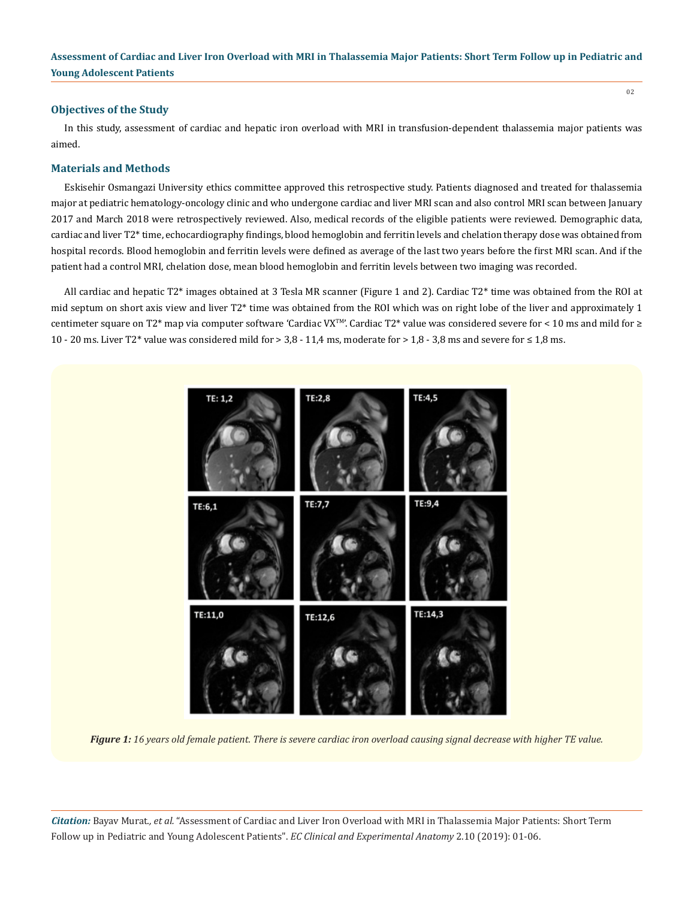## Objectives of the Study

In this study, assessment of cardiac and hepatic iron overload with MRI in transfusion-dependent thalassemia major patients was aimed.

## Materials and Methods

Eskisehir Osmangazi University ethics committee approved this retrospective study. Patients diagnosed and treated for thalassemia major at pediatric hematology-oncology clinic and who undergone cardiac and liver MRI scan and also control MRI scan between January 2017 and March 2018 were retrospectively reviewed. Also, medical records of the eligible patients were reviewed. Demographic data, cardiac and liver T2* time, echocardiography findings, blood hemoglobin and ferritin levels and chelation therapy dose was obtained from hospital records. Blood hemoglobin and ferritin levels were defined as average of the last two years before the first MRI scan. And if the patient had a control MRI, chelation dose, mean blood hemoglobin and ferritin levels between two imaging was recorded.

All cardiac and hepatic T2* images obtained at 3 Tesla MR scanner (Figure 1 and 2). Cardiac T2* time was obtained from the ROI at mid septum on short axis view and liver T2* time was obtained from the ROI which was on right lobe of the liver and approximately 1 centimeter square on T2* map via computer software 'Cardiac VX™'. Cardiac T2* value was considered severe for < 10 ms and mild for ≥ 10 - 20 ms. Liver T2* value was considered mild for > 3,8 - 11,4 ms, moderate for > 1,8 - 3,8 ms and severe for ≤ 1,8 ms.

***Figure 1:*** *16 years old female patient. There is severe cardiac iron overload causing signal decrease with higher TE value.*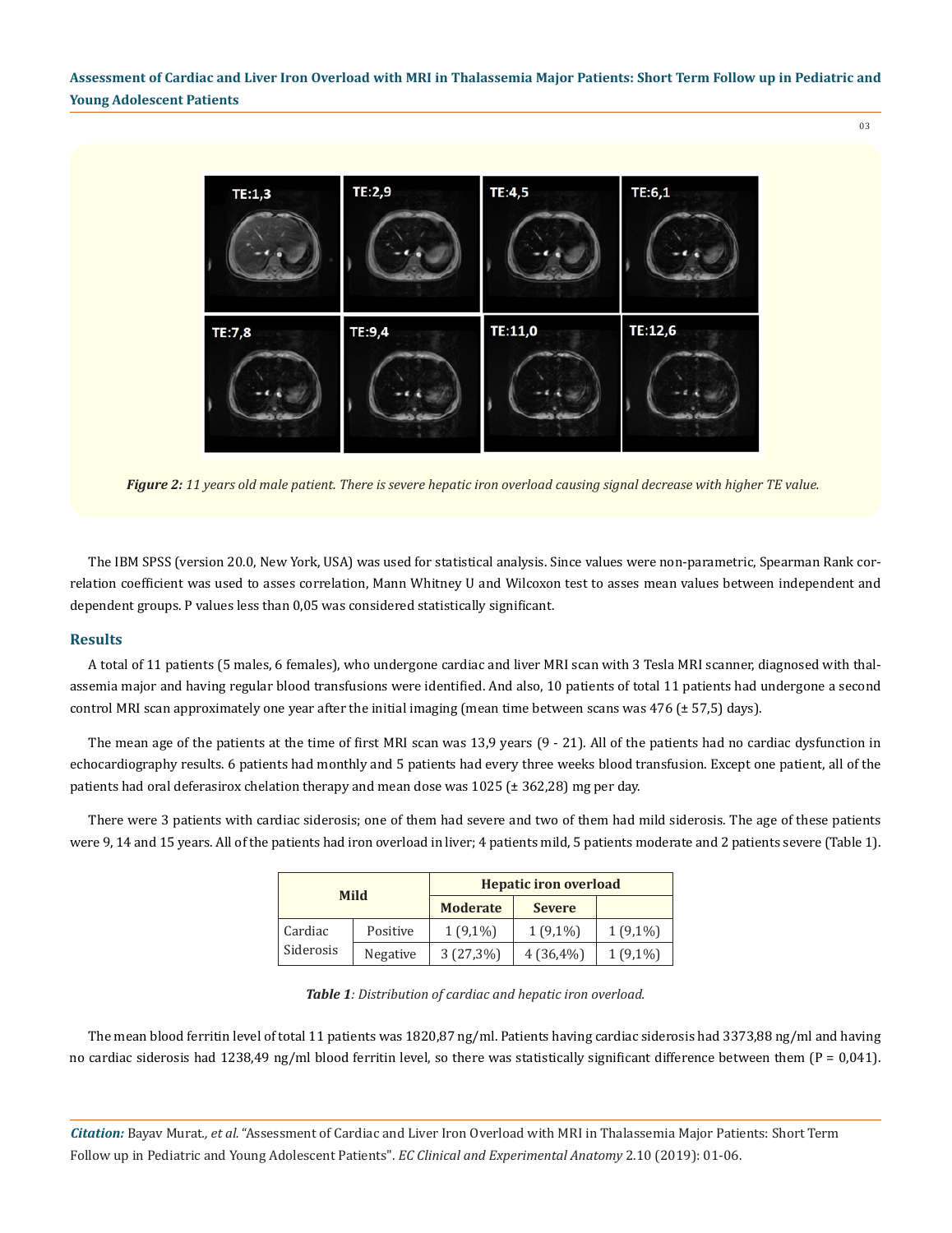*Figure 2: 11 years old male patient. There is severe hepatic iron overload causing signal decrease with higher TE value.*

The IBM SPSS (version 20.0, New York, USA) was used for statistical analysis. Since values were non-parametric, Spearman Rank correlation coefficient was used to asses correlation, Mann Whitney U and Wilcoxon test to asses mean values between independent and dependent groups. P values less than 0,05 was considered statistically significant.

## Results

A total of 11 patients (5 males, 6 females), who undergone cardiac and liver MRI scan with 3 Tesla MRI scanner, diagnosed with thalassemia major and having regular blood transfusions were identified. And also, 10 patients of total 11 patients had undergone a second control MRI scan approximately one year after the initial imaging (mean time between scans was 476 (± 57,5) days).

The mean age of the patients at the time of first MRI scan was 13,9 years (9 - 21). All of the patients had no cardiac dysfunction in echocardiography results. 6 patients had monthly and 5 patients had every three weeks blood transfusion. Except one patient, all of the patients had oral deferasirox chelation therapy and mean dose was 1025 (± 362,28) mg per day.

There were 3 patients with cardiac siderosis; one of them had severe and two of them had mild siderosis. The age of these patients were 9, 14 and 15 years. All of the patients had iron overload in liver; 4 patients mild, 5 patients moderate and 2 patients severe (Table 1).

| Mild | | Hepatic iron overload | | |
|---|---|---|---|---|
| | | **Moderate** | **Severe** | |
| Cardiac Siderosis | Positive | 1 (9,1%) | 1 (9,1%) | 1 (9,1%) |
| | Negative | 3 (27,3%) | 4 (36,4%) | 1 (9,1%) |

***Table 1**: Distribution of cardiac and hepatic iron overload.*

The mean blood ferritin level of total 11 patients was 1820,87 ng/ml. Patients having cardiac siderosis had 3373,88 ng/ml and having no cardiac siderosis had 1238,49 ng/ml blood ferritin level, so there was statistically significant difference between them (P = 0,041).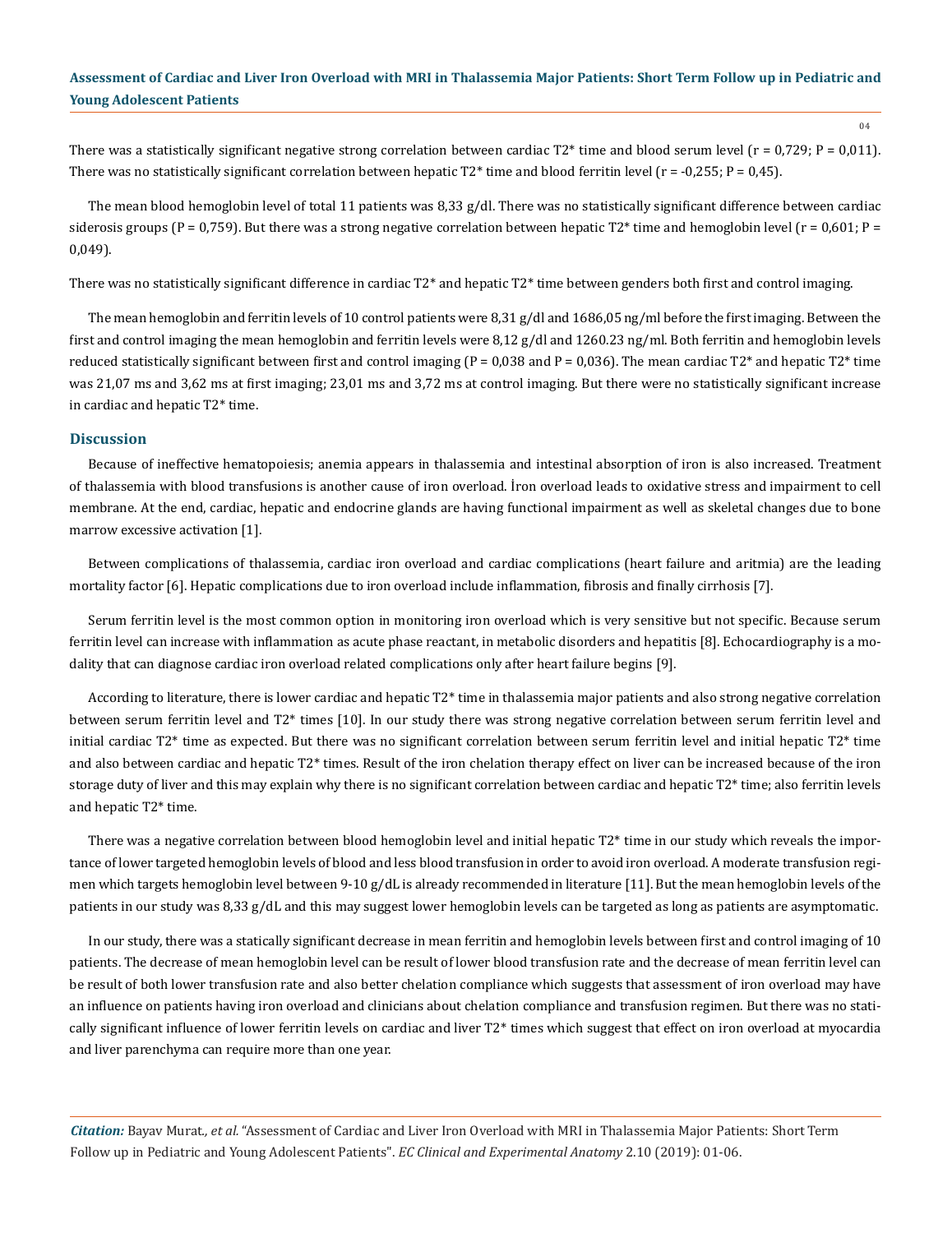There was a statistically significant negative strong correlation between cardiac T2* time and blood serum level (r = 0,729; P = 0,011). There was no statistically significant correlation between hepatic T2* time and blood ferritin level (r = -0,255; P = 0,45).

The mean blood hemoglobin level of total 11 patients was 8,33 g/dl. There was no statistically significant difference between cardiac siderosis groups (P = 0,759). But there was a strong negative correlation between hepatic T2* time and hemoglobin level (r = 0,601; P = 0,049).

There was no statistically significant difference in cardiac T2* and hepatic T2* time between genders both first and control imaging.

The mean hemoglobin and ferritin levels of 10 control patients were 8,31 g/dl and 1686,05 ng/ml before the first imaging. Between the first and control imaging the mean hemoglobin and ferritin levels were 8,12 g/dl and 1260.23 ng/ml. Both ferritin and hemoglobin levels reduced statistically significant between first and control imaging (P = 0,038 and P = 0,036). The mean cardiac T2* and hepatic T2* time was 21,07 ms and 3,62 ms at first imaging; 23,01 ms and 3,72 ms at control imaging. But there were no statistically significant increase in cardiac and hepatic T2* time.

## Discussion

Because of ineffective hematopoiesis; anemia appears in thalassemia and intestinal absorption of iron is also increased. Treatment of thalassemia with blood transfusions is another cause of iron overload. İron overload leads to oxidative stress and impairment to cell membrane. At the end, cardiac, hepatic and endocrine glands are having functional impairment as well as skeletal changes due to bone marrow excessive activation [1].

Between complications of thalassemia, cardiac iron overload and cardiac complications (heart failure and aritmia) are the leading mortality factor [6]. Hepatic complications due to iron overload include inflammation, fibrosis and finally cirrhosis [7].

Serum ferritin level is the most common option in monitoring iron overload which is very sensitive but not specific. Because serum ferritin level can increase with inflammation as acute phase reactant, in metabolic disorders and hepatitis [8]. Echocardiography is a modality that can diagnose cardiac iron overload related complications only after heart failure begins [9].

According to literature, there is lower cardiac and hepatic T2* time in thalassemia major patients and also strong negative correlation between serum ferritin level and T2* times [10]. In our study there was strong negative correlation between serum ferritin level and initial cardiac T2* time as expected. But there was no significant correlation between serum ferritin level and initial hepatic T2* time and also between cardiac and hepatic T2* times. Result of the iron chelation therapy effect on liver can be increased because of the iron storage duty of liver and this may explain why there is no significant correlation between cardiac and hepatic T2* time; also ferritin levels and hepatic T2* time.

There was a negative correlation between blood hemoglobin level and initial hepatic T2* time in our study which reveals the importance of lower targeted hemoglobin levels of blood and less blood transfusion in order to avoid iron overload. A moderate transfusion regimen which targets hemoglobin level between 9-10 g/dL is already recommended in literature [11]. But the mean hemoglobin levels of the patients in our study was 8,33 g/dL and this may suggest lower hemoglobin levels can be targeted as long as patients are asymptomatic.

In our study, there was a statically significant decrease in mean ferritin and hemoglobin levels between first and control imaging of 10 patients. The decrease of mean hemoglobin level can be result of lower blood transfusion rate and the decrease of mean ferritin level can be result of both lower transfusion rate and also better chelation compliance which suggests that assessment of iron overload may have an influence on patients having iron overload and clinicians about chelation compliance and transfusion regimen. But there was no statically significant influence of lower ferritin levels on cardiac and liver T2* times which suggest that effect on iron overload at myocardia and liver parenchyma can require more than one year.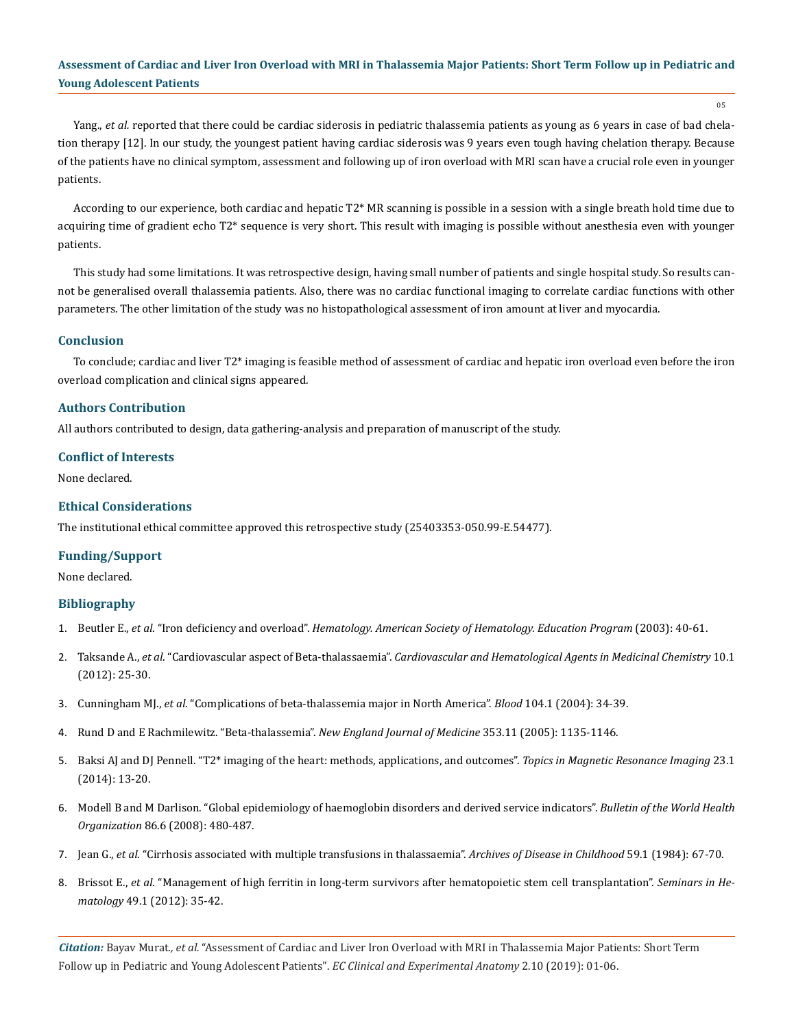Yang., *et al.* reported that there could be cardiac siderosis in pediatric thalassemia patients as young as 6 years in case of bad chelation therapy [12]. In our study, the youngest patient having cardiac siderosis was 9 years even tough having chelation therapy. Because of the patients have no clinical symptom, assessment and following up of iron overload with MRI scan have a crucial role even in younger patients.

According to our experience, both cardiac and hepatic T2* MR scanning is possible in a session with a single breath hold time due to acquiring time of gradient echo T2* sequence is very short. This result with imaging is possible without anesthesia even with younger patients.

This study had some limitations. It was retrospective design, having small number of patients and single hospital study. So results cannot be generalised overall thalassemia patients. Also, there was no cardiac functional imaging to correlate cardiac functions with other parameters. The other limitation of the study was no histopathological assessment of iron amount at liver and myocardia.

## Conclusion

To conclude; cardiac and liver T2* imaging is feasible method of assessment of cardiac and hepatic iron overload even before the iron overload complication and clinical signs appeared.

## Authors Contribution

All authors contributed to design, data gathering-analysis and preparation of manuscript of the study.

## Conflict of Interests

None declared.

## Ethical Considerations

The institutional ethical committee approved this retrospective study (25403353-050.99-E.54477).

## Funding/Support

None declared.

## Bibliography

1. Beutler E., *et al.* "Iron deficiency and overload". *Hematology. American Society of Hematology. Education Program* (2003): 40-61.
2. Taksande A., *et al.* "Cardiovascular aspect of Beta-thalassaemia". *Cardiovascular and Hematological Agents in Medicinal Chemistry* 10.1 (2012): 25-30.
3. Cunningham MJ., *et al.* "Complications of beta-thalassemia major in North America". *Blood* 104.1 (2004): 34-39.
4. Rund D and E Rachmilewitz. "Beta-thalassemia". *New England Journal of Medicine* 353.11 (2005): 1135-1146.
5. Baksi AJ and DJ Pennell. "T2* imaging of the heart: methods, applications, and outcomes". *Topics in Magnetic Resonance Imaging* 23.1 (2014): 13-20.
6. Modell B and M Darlison. "Global epidemiology of haemoglobin disorders and derived service indicators". *Bulletin of the World Health Organization* 86.6 (2008): 480-487.
7. Jean G., *et al.* "Cirrhosis associated with multiple transfusions in thalassaemia". *Archives of Disease in Childhood* 59.1 (1984): 67-70.
8. Brissot E., *et al.* "Management of high ferritin in long-term survivors after hematopoietic stem cell transplantation". *Seminars in Hematology* 49.1 (2012): 35-42.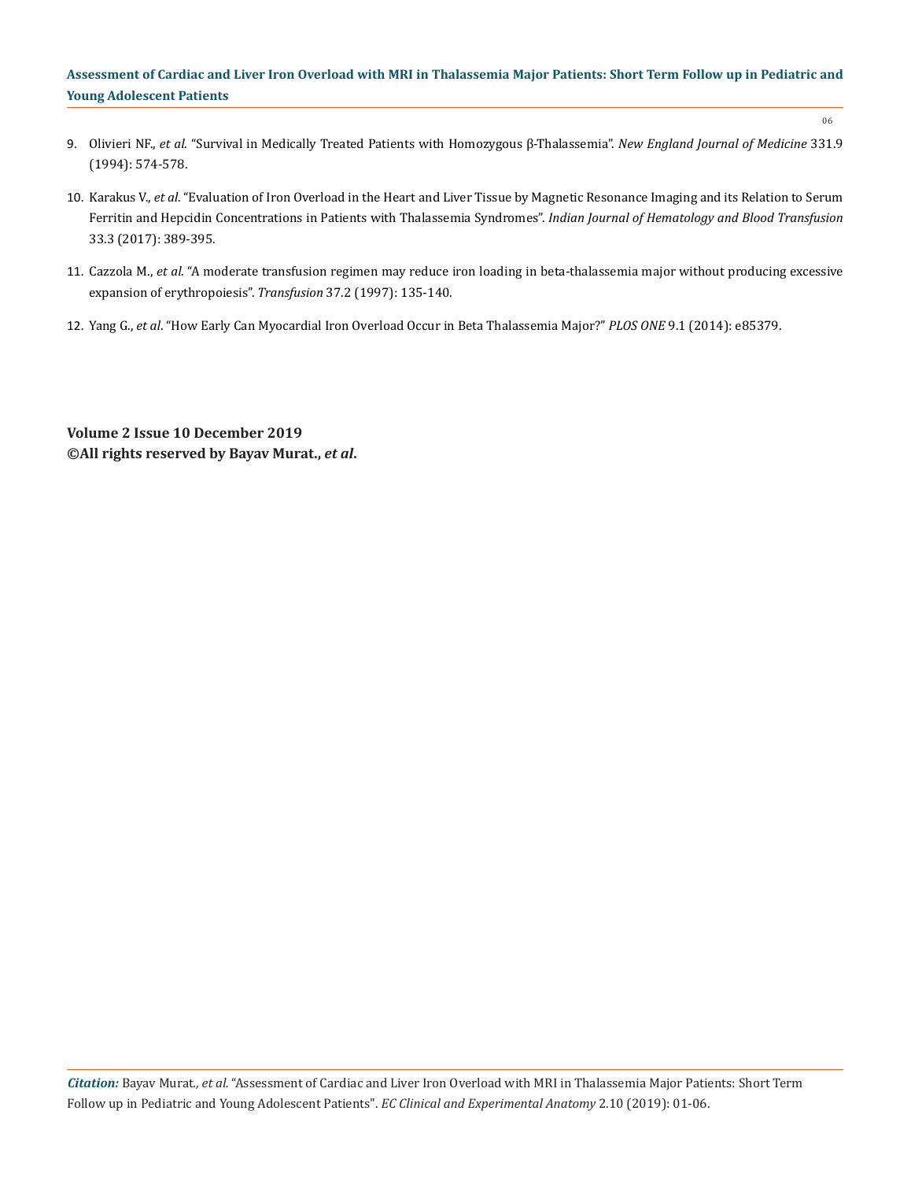9. Olivieri NF., *et al.* "Survival in Medically Treated Patients with Homozygous β-Thalassemia". *New England Journal of Medicine* 331.9 (1994): 574-578.

10. Karakus V., *et al*. "Evaluation of Iron Overload in the Heart and Liver Tissue by Magnetic Resonance Imaging and its Relation to Serum Ferritin and Hepcidin Concentrations in Patients with Thalassemia Syndromes". *Indian Journal of Hematology and Blood Transfusion* 33.3 (2017): 389-395.

11. Cazzola M., *et al*. "A moderate transfusion regimen may reduce iron loading in beta-thalassemia major without producing excessive expansion of erythropoiesis". *Transfusion* 37.2 (1997): 135-140.

12. Yang G., *et al*. "How Early Can Myocardial Iron Overload Occur in Beta Thalassemia Major?" *PLOS ONE* 9.1 (2014): e85379.

**Volume 2 Issue 10 December 2019**
**©All rights reserved by Bayav Murat., *et al*.**